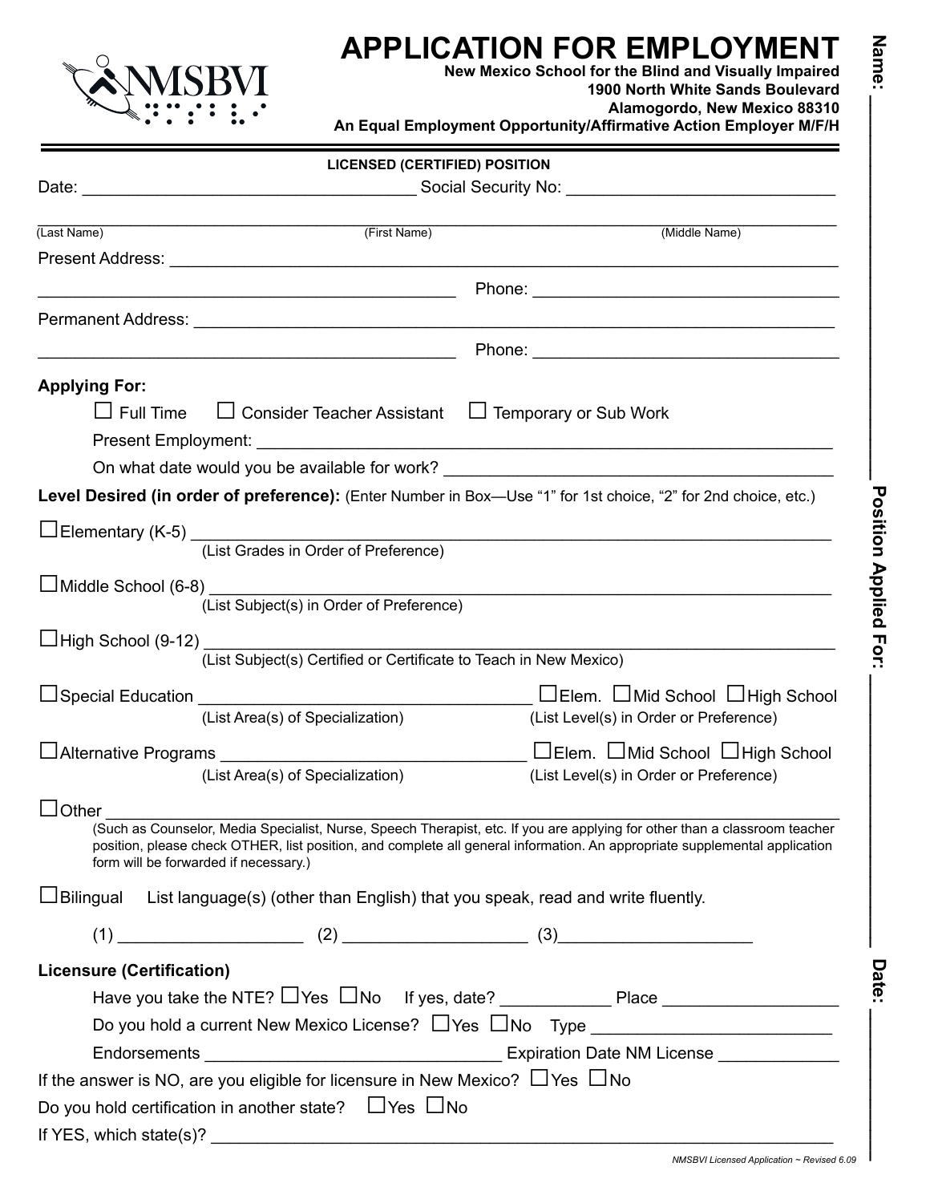# APPLICATION FOR EMPLOYMENT

**New Mexico School for the Blind and Visually Impaired**
**1900 North White Sands Boulevard**
**Alamogordo, New Mexico 88310**
**An Equal Employment Opportunity/Affirmative Action Employer M/F/H**

Name: ____________________ Position Applied For: ____________________ Date: ____________________

---

**LICENSED (CERTIFIED) POSITION**

Date: ______________________________ Social Security No: ______________________________

______________________________________________________________________________
(Last Name) (First Name) (Middle Name)

Present Address: ______________________________________________________________

______________________________________ Phone: ______________________________

Permanent Address: ____________________________________________________________

______________________________________ Phone: ______________________________

**Applying For:**

☐ Full Time ☐ Consider Teacher Assistant ☐ Temporary or Sub Work

Present Employment: ______________________________________________________

On what date would you be available for work? ______________________________

**Level Desired (in order of preference):** (Enter Number in Box—Use "1" for 1st choice, "2" for 2nd choice, etc.)

☐ Elementary (K-5) ______________________________________________________
(List Grades in Order of Preference)

☐ Middle School (6-8) ____________________________________________________
(List Subject(s) in Order of Preference)

☐ High School (9-12) _____________________________________________________
(List Subject(s) Certified or Certificate to Teach in New Mexico)

☐ Special Education ______________________________ ☐ Elem. ☐ Mid School ☐ High School
(List Area(s) of Specialization) (List Level(s) in Order or Preference)

☐ Alternative Programs ___________________________ ☐ Elem. ☐ Mid School ☐ High School
(List Area(s) of Specialization) (List Level(s) in Order or Preference)

☐ Other _________________________________________________________________
(Such as Counselor, Media Specialist, Nurse, Speech Therapist, etc. If you are applying for other than a classroom teacher position, please check OTHER, list position, and complete all general information. An appropriate supplemental application form will be forwarded if necessary.)

☐ Bilingual List language(s) (other than English) that you speak, read and write fluently.

(1) ____________________ (2) ____________________ (3) ____________________

**Licensure (Certification)**

Have you take the NTE? ☐ Yes ☐ No If yes, date? ____________ Place ____________________

Do you hold a current New Mexico License? ☐ Yes ☐ No Type ____________________________

Endorsements ________________________________ Expiration Date NM License ____________

If the answer is NO, are you eligible for licensure in New Mexico? ☐ Yes ☐ No

Do you hold certification in another state? ☐ Yes ☐ No

If YES, which state(s)? ______________________________________________________________

*NMSBVI Licensed Application ~ Revised 6.09*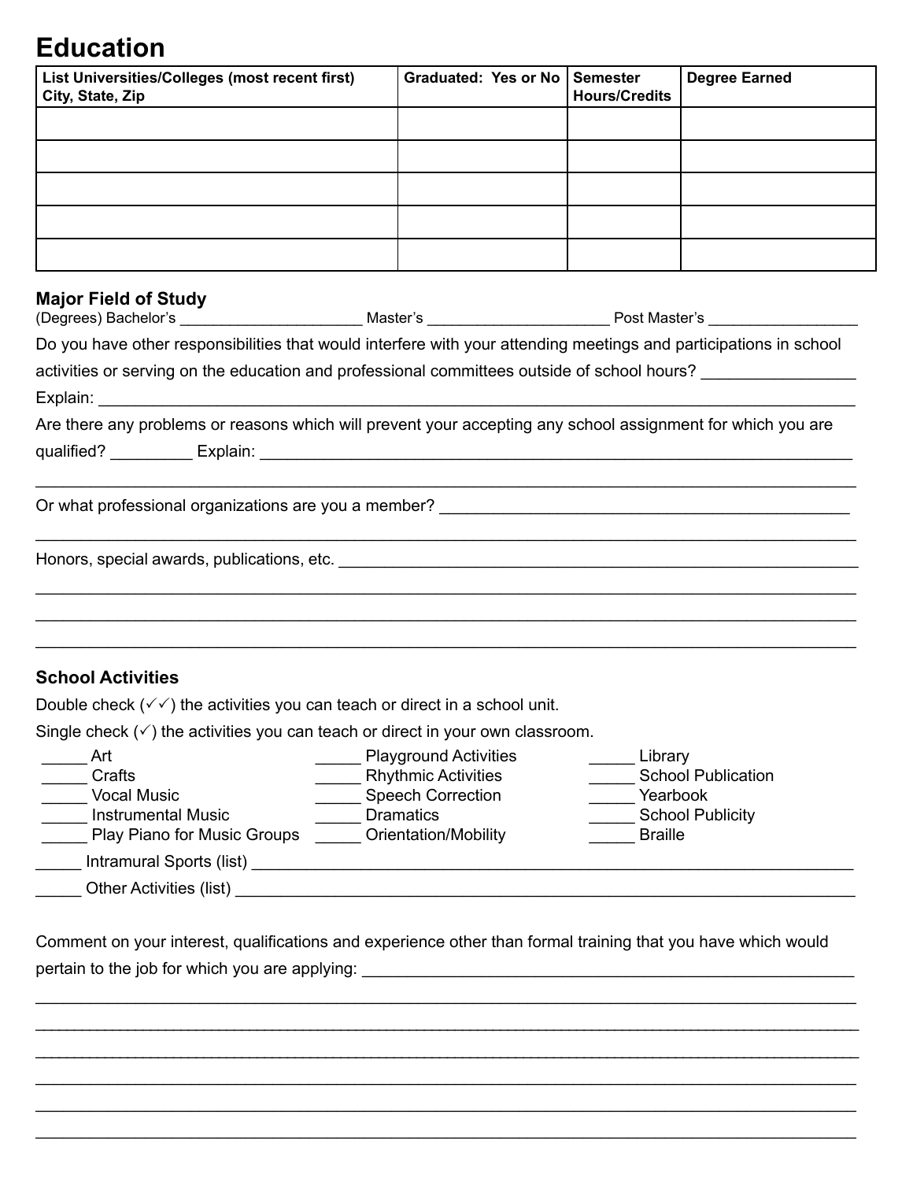# Education

| List Universities/Colleges (most recent first) City, State, Zip | Graduated: Yes or No | Semester Hours/Credits | Degree Earned |
|---|---|---|---|
| | | | |
| | | | |
| | | | |
| | | | |
| | | | |

### Major Field of Study

(Degrees) Bachelor's _____________________ Master's _____________________ Post Master's _________________

Do you have other responsibilities that would interfere with your attending meetings and participations in school activities or serving on the education and professional committees outside of school hours? ________________

Explain: ______________________________________________________________________________

Are there any problems or reasons which will prevent your accepting any school assignment for which you are qualified? _________ Explain: _________________________________________________________________

______________________________________________________________________________________

Or what professional organizations are you a member? ____________________________________________

______________________________________________________________________________________

Honors, special awards, publications, etc. _________________________________________________________

______________________________________________________________________________________

______________________________________________________________________________________

______________________________________________________________________________________

### School Activities

Double check (✓✓) the activities you can teach or direct in a school unit.

Single check (✓) the activities you can teach or direct in your own classroom.

_____ Art
_____ Crafts
_____ Vocal Music
_____ Instrumental Music
_____ Play Piano for Music Groups
_____ Playground Activities
_____ Rhythmic Activities
_____ Speech Correction
_____ Dramatics
_____ Orientation/Mobility
_____ Library
_____ School Publication
_____ Yearbook
_____ School Publicity
_____ Braille

_____ Intramural Sports (list) _______________________________________________________________

_____ Other Activities (list) ________________________________________________________________

Comment on your interest, qualifications and experience other than formal training that you have which would pertain to the job for which you are applying: _____________________________________________________

______________________________________________________________________________________

______________________________________________________________________________________

______________________________________________________________________________________

______________________________________________________________________________________

______________________________________________________________________________________

______________________________________________________________________________________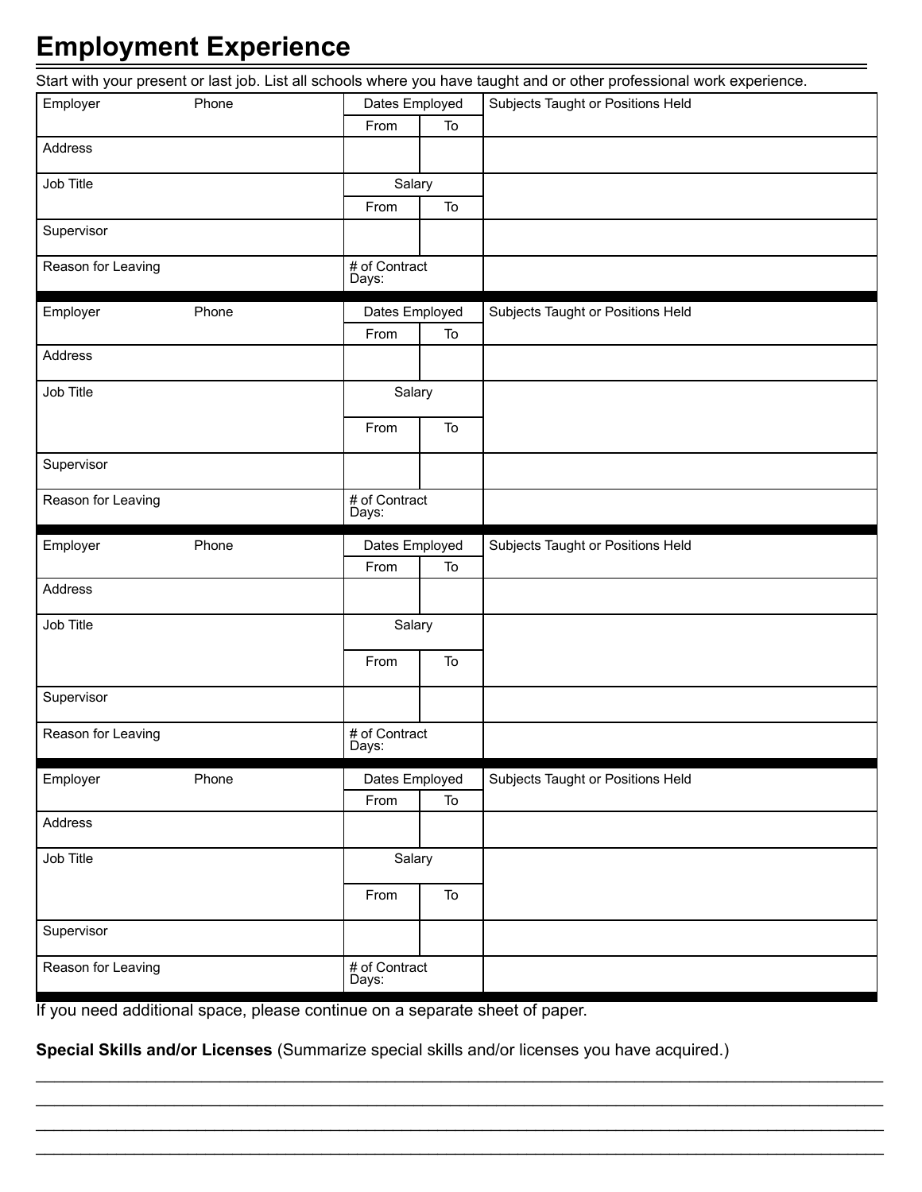# Employment Experience

Start with your present or last job. List all schools where you have taught and or other professional work experience.

| Employer Phone | Dates Employed | | Subjects Taught or Positions Held |
|---|---|---|---|
| | From | To | |
| Address | | | |
| Job Title | Salary | | |
| | From | To | |
| Supervisor | | | |
| Reason for Leaving | # of Contract Days: | | |

| Employer Phone | Dates Employed | | Subjects Taught or Positions Held |
|---|---|---|---|
| | From | To | |
| Address | | | |
| Job Title | Salary | | |
| | From | To | |
| Supervisor | | | |
| Reason for Leaving | # of Contract Days: | | |

| Employer Phone | Dates Employed | | Subjects Taught or Positions Held |
|---|---|---|---|
| | From | To | |
| Address | | | |
| Job Title | Salary | | |
| | From | To | |
| Supervisor | | | |
| Reason for Leaving | # of Contract Days: | | |

| Employer Phone | Dates Employed | | Subjects Taught or Positions Held |
|---|---|---|---|
| | From | To | |
| Address | | | |
| Job Title | Salary | | |
| | From | To | |
| Supervisor | | | |
| Reason for Leaving | # of Contract Days: | | |

If you need additional space, please continue on a separate sheet of paper.

**Special Skills and/or Licenses** (Summarize special skills and/or licenses you have acquired.)

______________________________________________________________________________

______________________________________________________________________________

______________________________________________________________________________

______________________________________________________________________________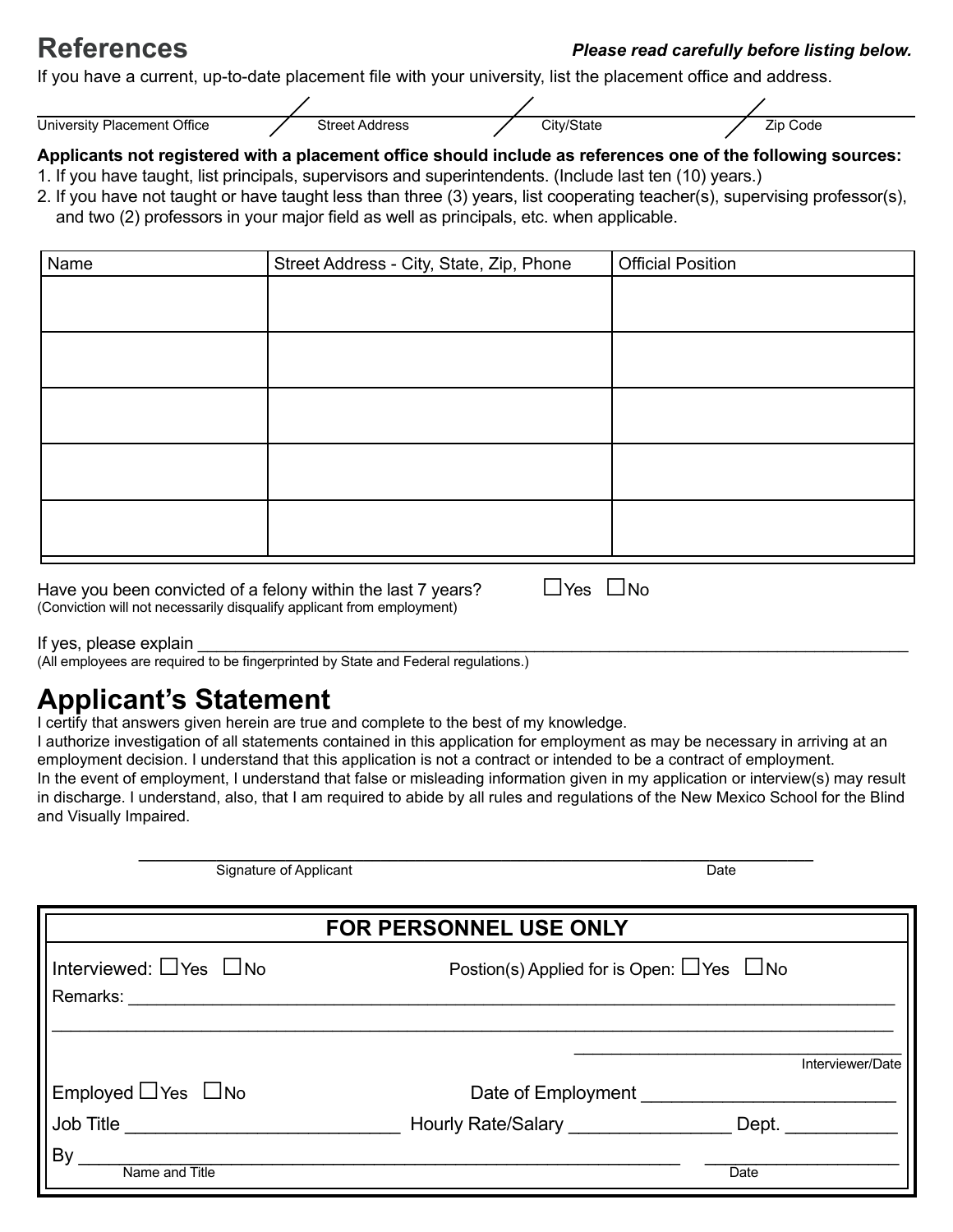## References

***Please read carefully before listing below.***

If you have a current, up-to-date placement file with your university, list the placement office and address.

University Placement Office / Street Address / City/State / Zip Code

**Applicants not registered with a placement office should include as references one of the following sources:**

1. If you have taught, list principals, supervisors and superintendents. (Include last ten (10) years.)
2. If you have not taught or have taught less than three (3) years, list cooperating teacher(s), supervising professor(s), and two (2) professors in your major field as well as principals, etc. when applicable.

| Name | Street Address - City, State, Zip, Phone | Official Position |
|---|---|---|
| | | |
| | | |
| | | |
| | | |
| | | |

Have you been convicted of a felony within the last 7 years? ☐Yes ☐No
(Conviction will not necessarily disqualify applicant from employment)

If yes, please explain ___________________________________________
(All employees are required to be fingerprinted by State and Federal regulations.)

## Applicant's Statement

I certify that answers given herein are true and complete to the best of my knowledge.
I authorize investigation of all statements contained in this application for employment as may be necessary in arriving at an employment decision. I understand that this application is not a contract or intended to be a contract of employment.
In the event of employment, I understand that false or misleading information given in my application or interview(s) may result in discharge. I understand, also, that I am required to abide by all rules and regulations of the New Mexico School for the Blind and Visually Impaired.

___________________________________________
Signature of Applicant Date

**FOR PERSONNEL USE ONLY**

Interviewed: ☐Yes ☐No Postion(s) Applied for is Open: ☐Yes ☐No

Remarks: ___________________________________________

___________________________________________

___________________________________________
Interviewer/Date

Employed ☐Yes ☐No Date of Employment ______________________

Job Title ______________________ Hourly Rate/Salary ______________ Dept. __________

By ___________________________________________ ________________
Name and Title Date